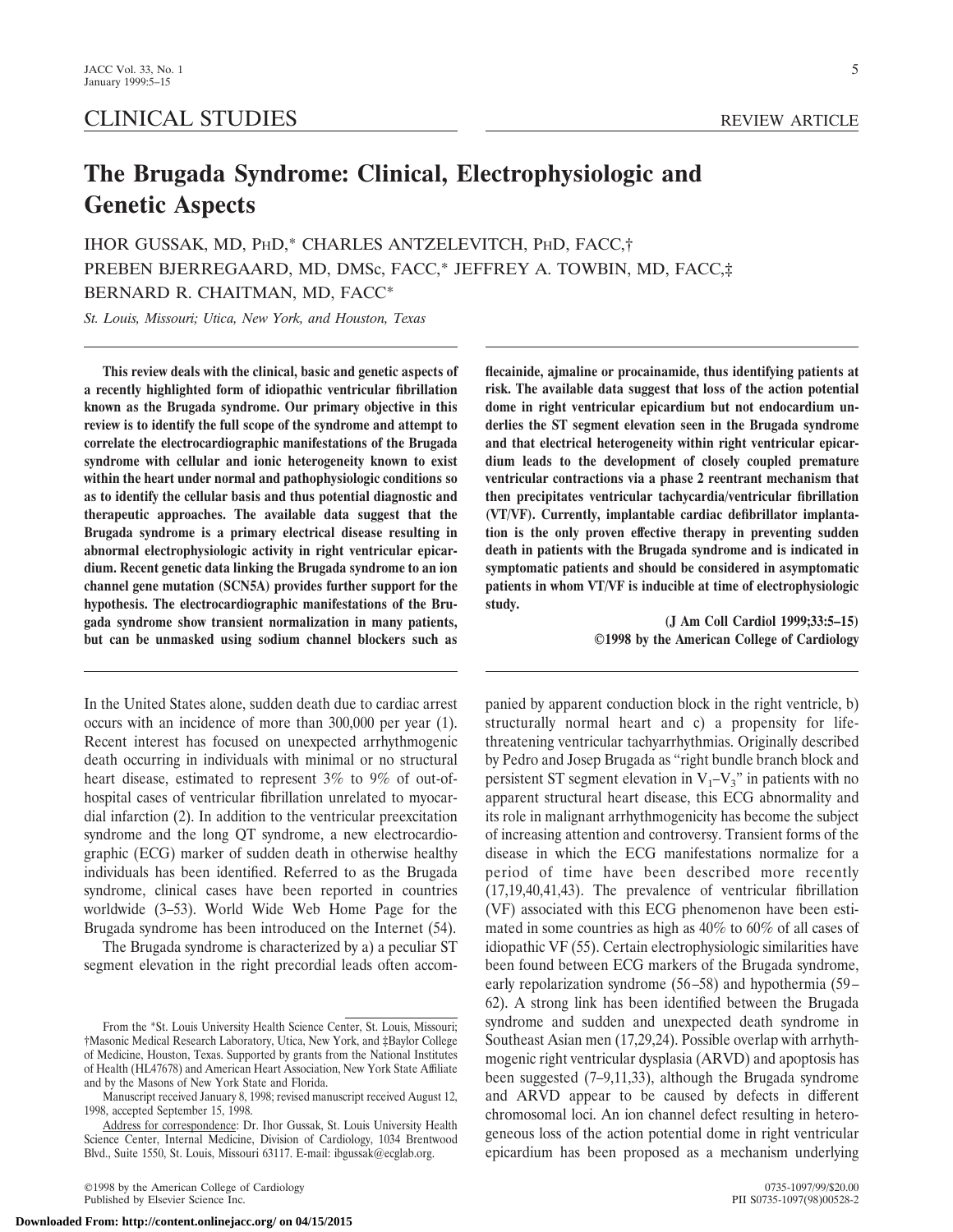CLINICAL STUDIES

REVIEW ARTICLE

# The Brugada Syndrome: Clinical, Electrophysiologic and Genetic Aspects

IHOR GUSSAK, MD, PHD,* CHARLES ANTZELEVITCH, PHD, FACC,† PREBEN BJERREGAARD, MD, DMSC, FACC,* JEFFREY A. TOWBIN, MD, FACC,‡ BERNARD R. CHAITMAN, MD, FACC*

*St. Louis, Missouri; Utica, New York, and Houston, Texas*

**This review deals with the clinical, basic and genetic aspects of a recently highlighted form of idiopathic ventricular fibrillation known as the Brugada syndrome. Our primary objective in this review is to identify the full scope of the syndrome and attempt to correlate the electrocardiographic manifestations of the Brugada syndrome with cellular and ionic heterogeneity known to exist within the heart under normal and pathophysiologic conditions so as to identify the cellular basis and thus potential diagnostic and therapeutic approaches. The available data suggest that the Brugada syndrome is a primary electrical disease resulting in abnormal electrophysiologic activity in right ventricular epicardium. Recent genetic data linking the Brugada syndrome to an ion channel gene mutation (SCN5A) provides further support for the hypothesis. The electrocardiographic manifestations of the Brugada syndrome show transient normalization in many patients, but can be unmasked using sodium channel blockers such as flecainide, ajmaline or procainamide, thus identifying patients at risk. The available data suggest that loss of the action potential dome in right ventricular epicardium but not endocardium underlies the ST segment elevation seen in the Brugada syndrome and that electrical heterogeneity within right ventricular epicardium leads to the development of closely coupled premature ventricular contractions via a phase 2 reentrant mechanism that then precipitates ventricular tachycardia/ventricular fibrillation (VT/VF). Currently, implantable cardiac defibrillator implantation is the only proven effective therapy in preventing sudden death in patients with the Brugada syndrome and is indicated in symptomatic patients and should be considered in asymptomatic patients in whom VT/VF is inducible at time of electrophysiologic study.**

**(J Am Coll Cardiol 1999;33:5–15)**
**©1998 by the American College of Cardiology**

In the United States alone, sudden death due to cardiac arrest occurs with an incidence of more than 300,000 per year (1). Recent interest has focused on unexpected arrhythmogenic death occurring in individuals with minimal or no structural heart disease, estimated to represent 3% to 9% of out-of-hospital cases of ventricular fibrillation unrelated to myocardial infarction (2). In addition to the ventricular preexcitation syndrome and the long QT syndrome, a new electrocardiographic (ECG) marker of sudden death in otherwise healthy individuals has been identified. Referred to as the Brugada syndrome, clinical cases have been reported in countries worldwide (3–53). World Wide Web Home Page for the Brugada syndrome has been introduced on the Internet (54).

The Brugada syndrome is characterized by a) a peculiar ST segment elevation in the right precordial leads often accompanied by apparent conduction block in the right ventricle, b) structurally normal heart and c) a propensity for life-threatening ventricular tachyarrhythmias. Originally described by Pedro and Josep Brugada as "right bundle branch block and persistent ST segment elevation in $V_1$–$V_3$" in patients with no apparent structural heart disease, this ECG abnormality and its role in malignant arrhythmogenicity has become the subject of increasing attention and controversy. Transient forms of the disease in which the ECG manifestations normalize for a period of time have been described more recently (17,19,40,41,43). The prevalence of ventricular fibrillation (VF) associated with this ECG phenomenon have been estimated in some countries as high as 40% to 60% of all cases of idiopathic VF (55). Certain electrophysiologic similarities have been found between ECG markers of the Brugada syndrome, early repolarization syndrome (56–58) and hypothermia (59–62). A strong link has been identified between the Brugada syndrome and sudden and unexpected death syndrome in Southeast Asian men (17,29,24). Possible overlap with arrhythmogenic right ventricular dysplasia (ARVD) and apoptosis has been suggested (7–9,11,33), although the Brugada syndrome and ARVD appear to be caused by defects in different chromosomal loci. An ion channel defect resulting in heterogeneous loss of the action potential dome in right ventricular epicardium has been proposed as a mechanism underlying

From the *St. Louis University Health Science Center, St. Louis, Missouri; †Masonic Medical Research Laboratory, Utica, New York, and ‡Baylor College of Medicine, Houston, Texas. Supported by grants from the National Institutes of Health (HL47678) and American Heart Association, New York State Affiliate and by the Masons of New York State and Florida.

Manuscript received January 8, 1998; revised manuscript received August 12, 1998, accepted September 15, 1998.

Address for correspondence: Dr. Ihor Gussak, St. Louis University Health Science Center, Internal Medicine, Division of Cardiology, 1034 Brentwood Blvd., Suite 1550, St. Louis, Missouri 63117. E-mail: ibgussak@ecglab.org.

©1998 by the American College of Cardiology
Published by Elsevier Science Inc.

0735-1097/99/$20.00
PII S0735-1097(98)00528-2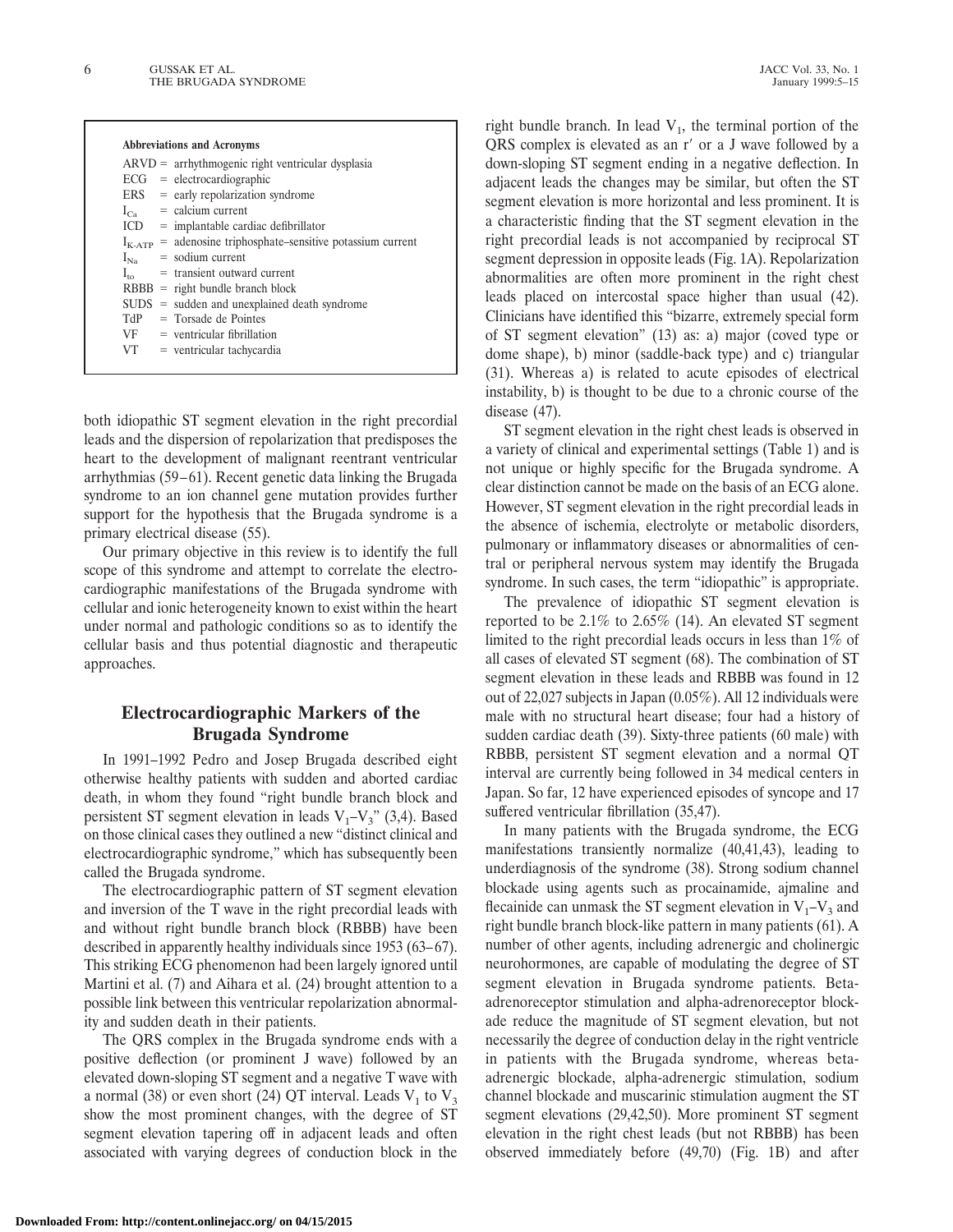**Abbreviations and Acronyms**

ARVD = arrhythmogenic right ventricular dysplasia
ECG = electrocardiographic
ERS = early repolarization syndrome
$I_{Ca}$ = calcium current
ICD = implantable cardiac defibrillator
$I_{K\text{-}ATP}$ = adenosine triphosphate–sensitive potassium current
$I_{Na}$ = sodium current
$I_{to}$ = transient outward current
RBBB = right bundle branch block
SUDS = sudden and unexplained death syndrome
TdP = Torsade de Pointes
VF = ventricular fibrillation
VT = ventricular tachycardia

both idiopathic ST segment elevation in the right precordial leads and the dispersion of repolarization that predisposes the heart to the development of malignant reentrant ventricular arrhythmias (59–61). Recent genetic data linking the Brugada syndrome to an ion channel gene mutation provides further support for the hypothesis that the Brugada syndrome is a primary electrical disease (55).

Our primary objective in this review is to identify the full scope of this syndrome and attempt to correlate the electrocardiographic manifestations of the Brugada syndrome with cellular and ionic heterogeneity known to exist within the heart under normal and pathologic conditions so as to identify the cellular basis and thus potential diagnostic and therapeutic approaches.

## Electrocardiographic Markers of the Brugada Syndrome

In 1991–1992 Pedro and Josep Brugada described eight otherwise healthy patients with sudden and aborted cardiac death, in whom they found "right bundle branch block and persistent ST segment elevation in leads $V_1$–$V_3$" (3,4). Based on those clinical cases they outlined a new "distinct clinical and electrocardiographic syndrome," which has subsequently been called the Brugada syndrome.

The electrocardiographic pattern of ST segment elevation and inversion of the T wave in the right precordial leads with and without right bundle branch block (RBBB) have been described in apparently healthy individuals since 1953 (63–67). This striking ECG phenomenon had been largely ignored until Martini et al. (7) and Aihara et al. (24) brought attention to a possible link between this ventricular repolarization abnormality and sudden death in their patients.

The QRS complex in the Brugada syndrome ends with a positive deflection (or prominent J wave) followed by an elevated down-sloping ST segment and a negative T wave with a normal (38) or even short (24) QT interval. Leads $V_1$ to $V_3$ show the most prominent changes, with the degree of ST segment elevation tapering off in adjacent leads and often associated with varying degrees of conduction block in the right bundle branch. In lead $V_1$, the terminal portion of the QRS complex is elevated as an r′ or a J wave followed by a down-sloping ST segment ending in a negative deflection. In adjacent leads the changes may be similar, but often the ST segment elevation is more horizontal and less prominent. It is a characteristic finding that the ST segment elevation in the right precordial leads is not accompanied by reciprocal ST segment depression in opposite leads (Fig. 1A). Repolarization abnormalities are often more prominent in the right chest leads placed on intercostal space higher than usual (42). Clinicians have identified this "bizarre, extremely special form of ST segment elevation" (13) as: a) major (coved type or dome shape), b) minor (saddle-back type) and c) triangular (31). Whereas a) is related to acute episodes of electrical instability, b) is thought to be due to a chronic course of the disease (47).

ST segment elevation in the right chest leads is observed in a variety of clinical and experimental settings (Table 1) and is not unique or highly specific for the Brugada syndrome. A clear distinction cannot be made on the basis of an ECG alone. However, ST segment elevation in the right precordial leads in the absence of ischemia, electrolyte or metabolic disorders, pulmonary or inflammatory diseases or abnormalities of central or peripheral nervous system may identify the Brugada syndrome. In such cases, the term "idiopathic" is appropriate.

The prevalence of idiopathic ST segment elevation is reported to be 2.1% to 2.65% (14). An elevated ST segment limited to the right precordial leads occurs in less than 1% of all cases of elevated ST segment (68). The combination of ST segment elevation in these leads and RBBB was found in 12 out of 22,027 subjects in Japan (0.05%). All 12 individuals were male with no structural heart disease; four had a history of sudden cardiac death (39). Sixty-three patients (60 male) with RBBB, persistent ST segment elevation and a normal QT interval are currently being followed in 34 medical centers in Japan. So far, 12 have experienced episodes of syncope and 17 suffered ventricular fibrillation (35,47).

In many patients with the Brugada syndrome, the ECG manifestations transiently normalize (40,41,43), leading to underdiagnosis of the syndrome (38). Strong sodium channel blockade using agents such as procainamide, ajmaline and flecainide can unmask the ST segment elevation in $V_1$–$V_3$ and right bundle branch block-like pattern in many patients (61). A number of other agents, including adrenergic and cholinergic neurohormones, are capable of modulating the degree of ST segment elevation in Brugada syndrome patients. Beta-adrenoreceptor stimulation and alpha-adrenoreceptor blockade reduce the magnitude of ST segment elevation, but not necessarily the degree of conduction delay in the right ventricle in patients with the Brugada syndrome, whereas beta-adrenergic blockade, alpha-adrenergic stimulation, sodium channel blockade and muscarinic stimulation augment the ST segment elevations (29,42,50). More prominent ST segment elevation in the right chest leads (but not RBBB) has been observed immediately before (49,70) (Fig. 1B) and after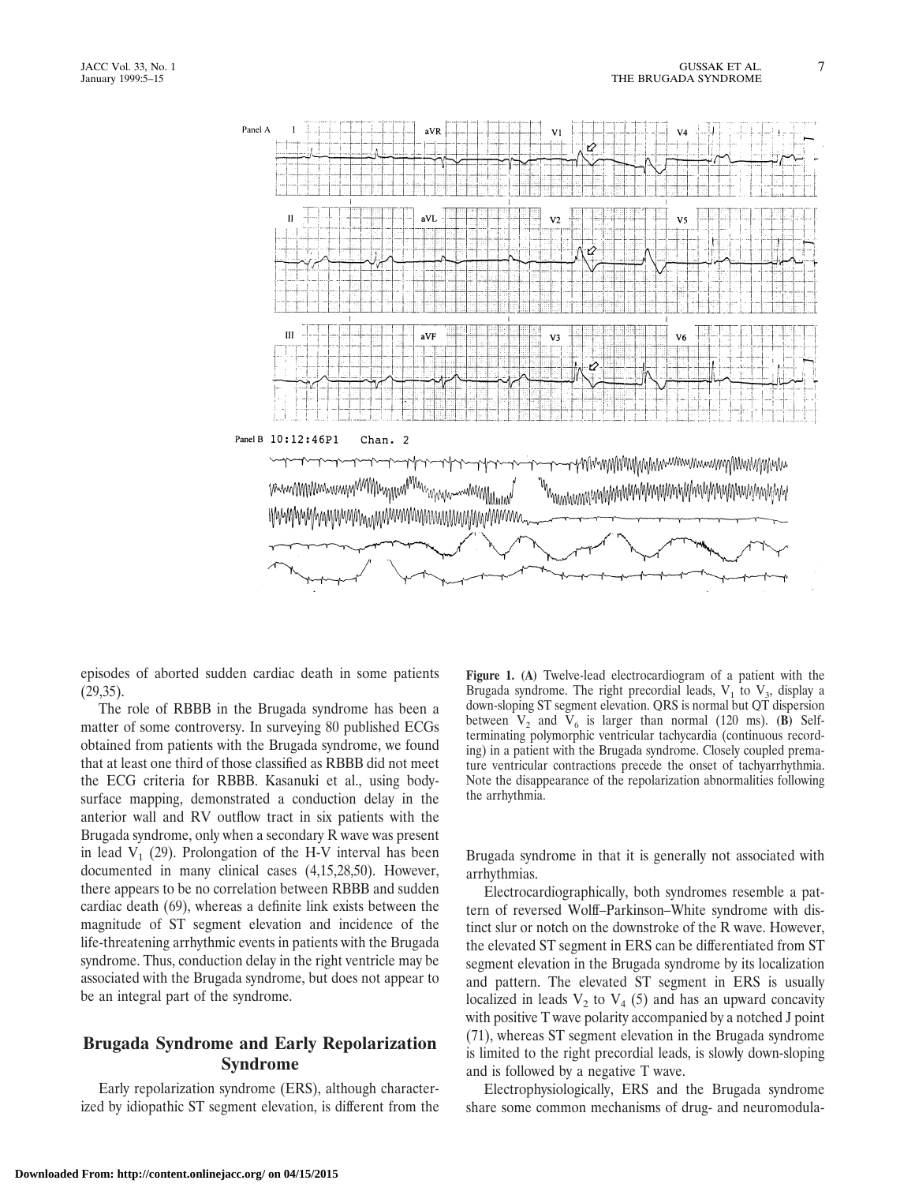Figure 1. (A) Twelve-lead electrocardiogram of a patient with the Brugada syndrome. The right precordial leads, $V_1$ to $V_3$, display a down-sloping ST segment elevation. QRS is normal but QT dispersion between $V_2$ and $V_6$ is larger than normal (120 ms). (B) Self-terminating polymorphic ventricular tachycardia (continuous recording) in a patient with the Brugada syndrome. Closely coupled premature ventricular contractions precede the onset of tachyarrhythmia. Note the disappearance of the repolarization abnormalities following the arrhythmia.

episodes of aborted sudden cardiac death in some patients (29,35).

The role of RBBB in the Brugada syndrome has been a matter of some controversy. In surveying 80 published ECGs obtained from patients with the Brugada syndrome, we found that at least one third of those classified as RBBB did not meet the ECG criteria for RBBB. Kasanuki et al., using body-surface mapping, demonstrated a conduction delay in the anterior wall and RV outflow tract in six patients with the Brugada syndrome, only when a secondary R wave was present in lead $V_1$ (29). Prolongation of the H-V interval has been documented in many clinical cases (4,15,28,50). However, there appears to be no correlation between RBBB and sudden cardiac death (69), whereas a definite link exists between the magnitude of ST segment elevation and incidence of the life-threatening arrhythmic events in patients with the Brugada syndrome. Thus, conduction delay in the right ventricle may be associated with the Brugada syndrome, but does not appear to be an integral part of the syndrome.

## Brugada Syndrome and Early Repolarization Syndrome

Early repolarization syndrome (ERS), although characterized by idiopathic ST segment elevation, is different from the Brugada syndrome in that it is generally not associated with arrhythmias.

Electrocardiographically, both syndromes resemble a pattern of reversed Wolff–Parkinson–White syndrome with distinct slur or notch on the downstroke of the R wave. However, the elevated ST segment in ERS can be differentiated from ST segment elevation in the Brugada syndrome by its localization and pattern. The elevated ST segment in ERS is usually localized in leads $V_2$ to $V_4$ (5) and has an upward concavity with positive T wave polarity accompanied by a notched J point (71), whereas ST segment elevation in the Brugada syndrome is limited to the right precordial leads, is slowly down-sloping and is followed by a negative T wave.

Electrophysiologically, ERS and the Brugada syndrome share some common mechanisms of drug- and neuromodula-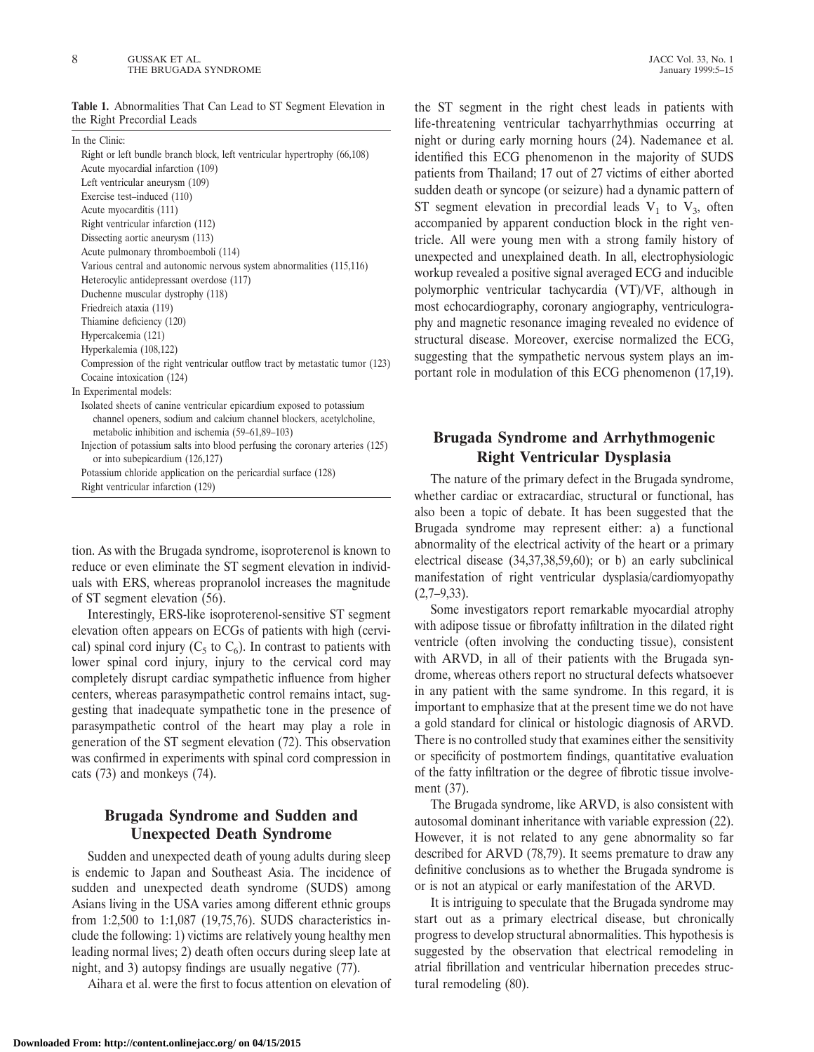**Table 1.** Abnormalities That Can Lead to ST Segment Elevation in the Right Precordial Leads

| |
|---|
| In the Clinic: |
| Right or left bundle branch block, left ventricular hypertrophy (66,108) |
| Acute myocardial infarction (109) |
| Left ventricular aneurysm (109) |
| Exercise test–induced (110) |
| Acute myocarditis (111) |
| Right ventricular infarction (112) |
| Dissecting aortic aneurysm (113) |
| Acute pulmonary thromboemboli (114) |
| Various central and autonomic nervous system abnormalities (115,116) |
| Heterocylic antidepressant overdose (117) |
| Duchenne muscular dystrophy (118) |
| Friedreich ataxia (119) |
| Thiamine deficiency (120) |
| Hypercalcemia (121) |
| Hyperkalemia (108,122) |
| Compression of the right ventricular outflow tract by metastatic tumor (123) |
| Cocaine intoxication (124) |
| In Experimental models: |
| Isolated sheets of canine ventricular epicardium exposed to potassium channel openers, sodium and calcium channel blockers, acetylcholine, metabolic inhibition and ischemia (59–61,89–103) |
| Injection of potassium salts into blood perfusing the coronary arteries (125) or into subepicardium (126,127) |
| Potassium chloride application on the pericardial surface (128) |
| Right ventricular infarction (129) |

tion. As with the Brugada syndrome, isoproterenol is known to reduce or even eliminate the ST segment elevation in individuals with ERS, whereas propranolol increases the magnitude of ST segment elevation (56).

Interestingly, ERS-like isoproterenol-sensitive ST segment elevation often appears on ECGs of patients with high (cervical) spinal cord injury ($C_5$ to $C_6$). In contrast to patients with lower spinal cord injury, injury to the cervical cord may completely disrupt cardiac sympathetic influence from higher centers, whereas parasympathetic control remains intact, suggesting that inadequate sympathetic tone in the presence of parasympathetic control of the heart may play a role in generation of the ST segment elevation (72). This observation was confirmed in experiments with spinal cord compression in cats (73) and monkeys (74).

## Brugada Syndrome and Sudden and Unexpected Death Syndrome

Sudden and unexpected death of young adults during sleep is endemic to Japan and Southeast Asia. The incidence of sudden and unexpected death syndrome (SUDS) among Asians living in the USA varies among different ethnic groups from 1:2,500 to 1:1,087 (19,75,76). SUDS characteristics include the following: 1) victims are relatively young healthy men leading normal lives; 2) death often occurs during sleep late at night, and 3) autopsy findings are usually negative (77).

Aihara et al. were the first to focus attention on elevation of the ST segment in the right chest leads in patients with life-threatening ventricular tachyarrhythmias occurring at night or during early morning hours (24). Nademanee et al. identified this ECG phenomenon in the majority of SUDS patients from Thailand; 17 out of 27 victims of either aborted sudden death or syncope (or seizure) had a dynamic pattern of ST segment elevation in precordial leads $V_1$ to $V_3$, often accompanied by apparent conduction block in the right ventricle. All were young men with a strong family history of unexpected and unexplained death. In all, electrophysiologic workup revealed a positive signal averaged ECG and inducible polymorphic ventricular tachycardia (VT)/VF, although in most echocardiography, coronary angiography, ventriculography and magnetic resonance imaging revealed no evidence of structural disease. Moreover, exercise normalized the ECG, suggesting that the sympathetic nervous system plays an important role in modulation of this ECG phenomenon (17,19).

## Brugada Syndrome and Arrhythmogenic Right Ventricular Dysplasia

The nature of the primary defect in the Brugada syndrome, whether cardiac or extracardiac, structural or functional, has also been a topic of debate. It has been suggested that the Brugada syndrome may represent either: a) a functional abnormality of the electrical activity of the heart or a primary electrical disease (34,37,38,59,60); or b) an early subclinical manifestation of right ventricular dysplasia/cardiomyopathy (2,7–9,33).

Some investigators report remarkable myocardial atrophy with adipose tissue or fibrofatty infiltration in the dilated right ventricle (often involving the conducting tissue), consistent with ARVD, in all of their patients with the Brugada syndrome, whereas others report no structural defects whatsoever in any patient with the same syndrome. In this regard, it is important to emphasize that at the present time we do not have a gold standard for clinical or histologic diagnosis of ARVD. There is no controlled study that examines either the sensitivity or specificity of postmortem findings, quantitative evaluation of the fatty infiltration or the degree of fibrotic tissue involvement (37).

The Brugada syndrome, like ARVD, is also consistent with autosomal dominant inheritance with variable expression (22). However, it is not related to any gene abnormality so far described for ARVD (78,79). It seems premature to draw any definitive conclusions as to whether the Brugada syndrome is or is not an atypical or early manifestation of the ARVD.

It is intriguing to speculate that the Brugada syndrome may start out as a primary electrical disease, but chronically progress to develop structural abnormalities. This hypothesis is suggested by the observation that electrical remodeling in atrial fibrillation and ventricular hibernation precedes structural remodeling (80).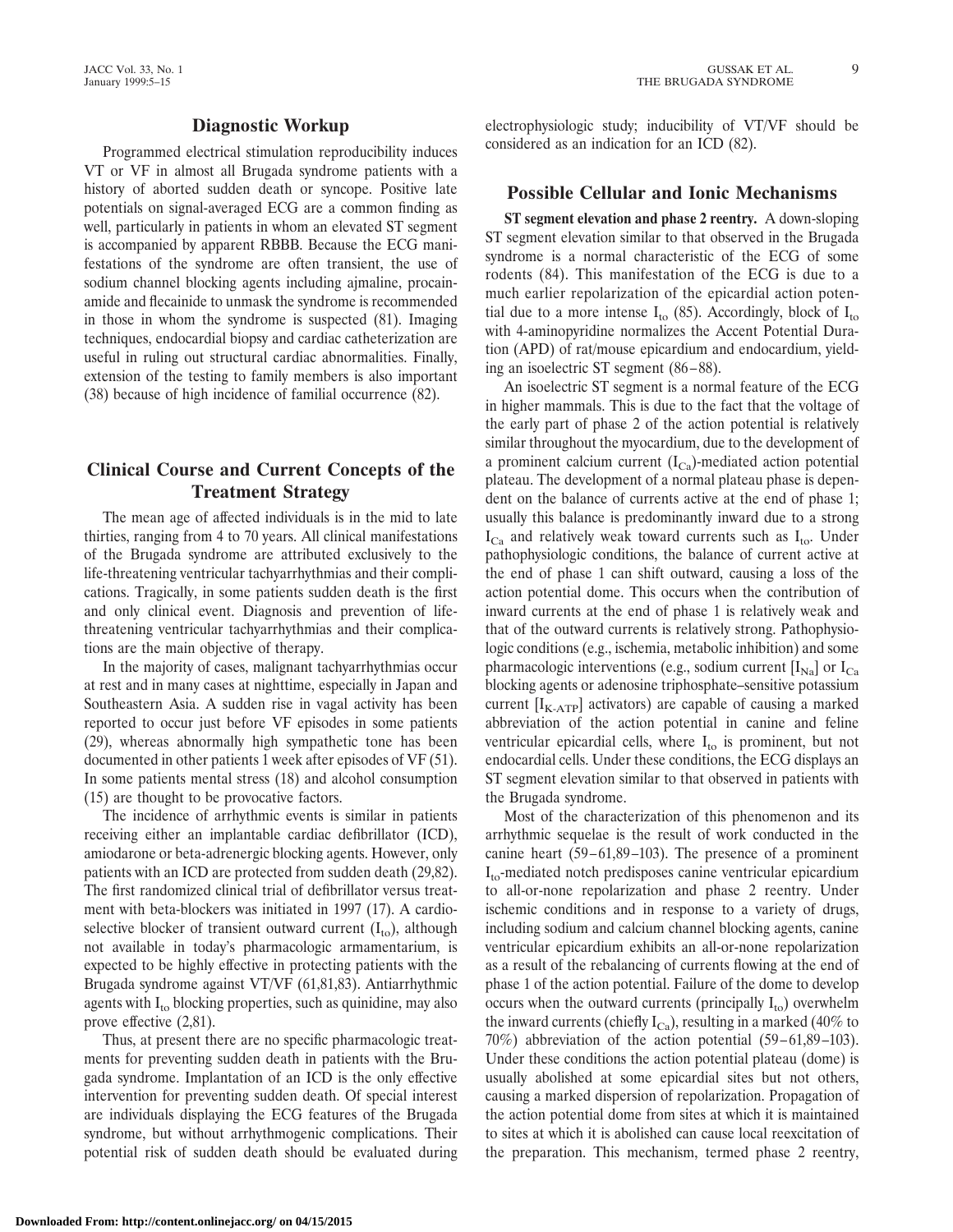## Diagnostic Workup

Programmed electrical stimulation reproducibility induces VT or VF in almost all Brugada syndrome patients with a history of aborted sudden death or syncope. Positive late potentials on signal-averaged ECG are a common finding as well, particularly in patients in whom an elevated ST segment is accompanied by apparent RBBB. Because the ECG manifestations of the syndrome are often transient, the use of sodium channel blocking agents including ajmaline, procainamide and flecainide to unmask the syndrome is recommended in those in whom the syndrome is suspected (81). Imaging techniques, endocardial biopsy and cardiac catheterization are useful in ruling out structural cardiac abnormalities. Finally, extension of the testing to family members is also important (38) because of high incidence of familial occurrence (82).

## Clinical Course and Current Concepts of the Treatment Strategy

The mean age of affected individuals is in the mid to late thirties, ranging from 4 to 70 years. All clinical manifestations of the Brugada syndrome are attributed exclusively to the life-threatening ventricular tachyarrhythmias and their complications. Tragically, in some patients sudden death is the first and only clinical event. Diagnosis and prevention of life-threatening ventricular tachyarrhythmias and their complications are the main objective of therapy.

In the majority of cases, malignant tachyarrhythmias occur at rest and in many cases at nighttime, especially in Japan and Southeastern Asia. A sudden rise in vagal activity has been reported to occur just before VF episodes in some patients (29), whereas abnormally high sympathetic tone has been documented in other patients 1 week after episodes of VF (51). In some patients mental stress (18) and alcohol consumption (15) are thought to be provocative factors.

The incidence of arrhythmic events is similar in patients receiving either an implantable cardiac defibrillator (ICD), amiodarone or beta-adrenergic blocking agents. However, only patients with an ICD are protected from sudden death (29,82). The first randomized clinical trial of defibrillator versus treatment with beta-blockers was initiated in 1997 (17). A cardioselective blocker of transient outward current ($I_{to}$), although not available in today's pharmacologic armamentarium, is expected to be highly effective in protecting patients with the Brugada syndrome against VT/VF (61,81,83). Antiarrhythmic agents with $I_{to}$ blocking properties, such as quinidine, may also prove effective (2,81).

Thus, at present there are no specific pharmacologic treatments for preventing sudden death in patients with the Brugada syndrome. Implantation of an ICD is the only effective intervention for preventing sudden death. Of special interest are individuals displaying the ECG features of the Brugada syndrome, but without arrhythmogenic complications. Their potential risk of sudden death should be evaluated during electrophysiologic study; inducibility of VT/VF should be considered as an indication for an ICD (82).

## Possible Cellular and Ionic Mechanisms

**ST segment elevation and phase 2 reentry.** A down-sloping ST segment elevation similar to that observed in the Brugada syndrome is a normal characteristic of the ECG of some rodents (84). This manifestation of the ECG is due to a much earlier repolarization of the epicardial action potential due to a more intense $I_{to}$ (85). Accordingly, block of $I_{to}$ with 4-aminopyridine normalizes the Accent Potential Duration (APD) of rat/mouse epicardium and endocardium, yielding an isoelectric ST segment (86–88).

An isoelectric ST segment is a normal feature of the ECG in higher mammals. This is due to the fact that the voltage of the early part of phase 2 of the action potential is relatively similar throughout the myocardium, due to the development of a prominent calcium current ($I_{Ca}$)-mediated action potential plateau. The development of a normal plateau phase is dependent on the balance of currents active at the end of phase 1; usually this balance is predominantly inward due to a strong $I_{Ca}$ and relatively weak toward currents such as $I_{to}$. Under pathophysiologic conditions, the balance of current active at the end of phase 1 can shift outward, causing a loss of the action potential dome. This occurs when the contribution of inward currents at the end of phase 1 is relatively weak and that of the outward currents is relatively strong. Pathophysiologic conditions (e.g., ischemia, metabolic inhibition) and some pharmacologic interventions (e.g., sodium current [$I_{Na}$] or $I_{Ca}$ blocking agents or adenosine triphosphate–sensitive potassium current [$I_{K\text{-}ATP}$] activators) are capable of causing a marked abbreviation of the action potential in canine and feline ventricular epicardial cells, where $I_{to}$ is prominent, but not endocardial cells. Under these conditions, the ECG displays an ST segment elevation similar to that observed in patients with the Brugada syndrome.

Most of the characterization of this phenomenon and its arrhythmic sequelae is the result of work conducted in the canine heart (59–61,89–103). The presence of a prominent $I_{to}$-mediated notch predisposes canine ventricular epicardium to all-or-none repolarization and phase 2 reentry. Under ischemic conditions and in response to a variety of drugs, including sodium and calcium channel blocking agents, canine ventricular epicardium exhibits an all-or-none repolarization as a result of the rebalancing of currents flowing at the end of phase 1 of the action potential. Failure of the dome to develop occurs when the outward currents (principally $I_{to}$) overwhelm the inward currents (chiefly $I_{Ca}$), resulting in a marked (40% to 70%) abbreviation of the action potential (59–61,89–103). Under these conditions the action potential plateau (dome) is usually abolished at some epicardial sites but not others, causing a marked dispersion of repolarization. Propagation of the action potential dome from sites at which it is maintained to sites at which it is abolished can cause local reexcitation of the preparation. This mechanism, termed phase 2 reentry,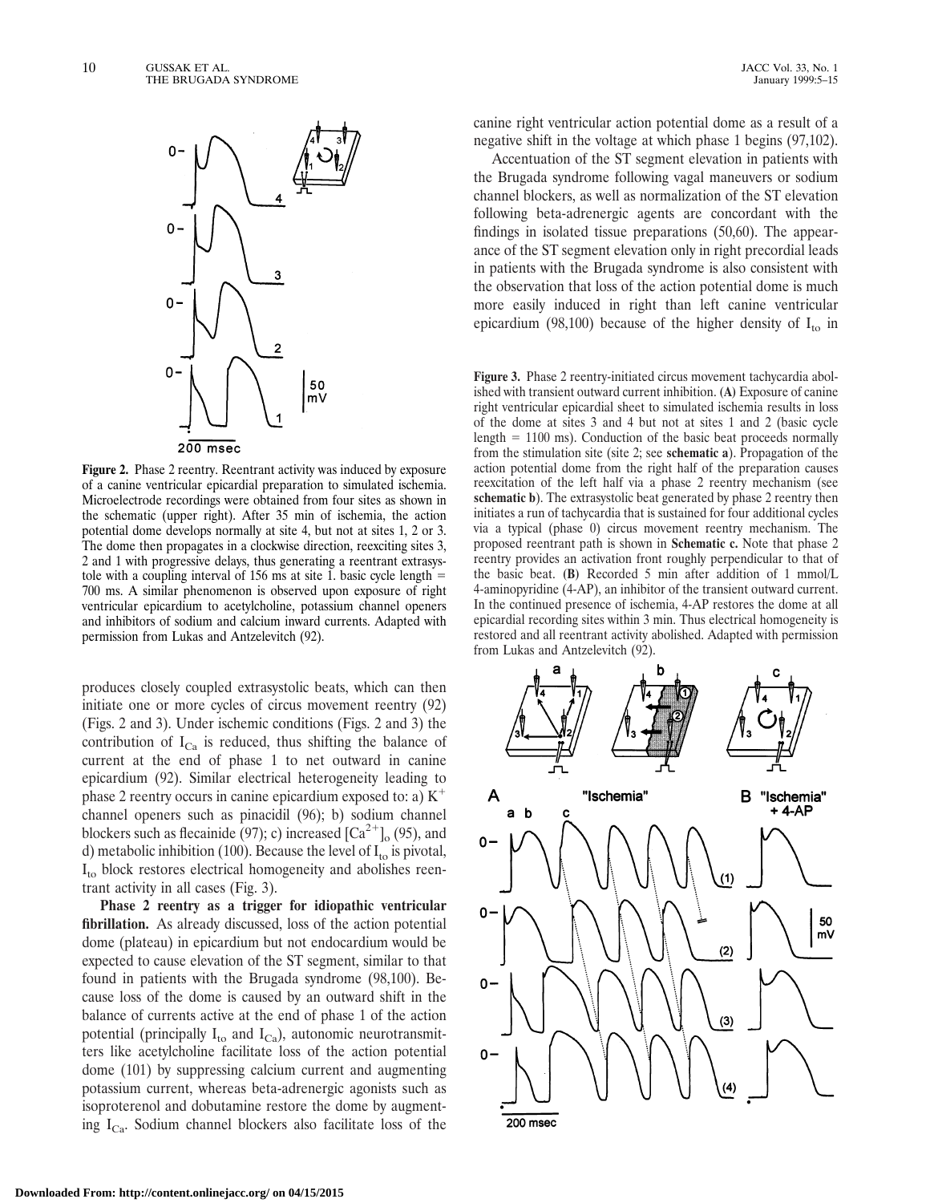**Figure 2.** Phase 2 reentry. Reentrant activity was induced by exposure of a canine ventricular epicardial preparation to simulated ischemia. Microelectrode recordings were obtained from four sites as shown in the schematic (upper right). After 35 min of ischemia, the action potential dome develops normally at site 4, but not at sites 1, 2 or 3. The dome then propagates in a clockwise direction, reexciting sites 3, 2 and 1 with progressive delays, thus generating a reentrant extrasystole with a coupling interval of 156 ms at site 1. basic cycle length = 700 ms. A similar phenomenon is observed upon exposure of right ventricular epicardium to acetylcholine, potassium channel openers and inhibitors of sodium and calcium inward currents. Adapted with permission from Lukas and Antzelevitch (92).

produces closely coupled extrasystolic beats, which can then initiate one or more cycles of circus movement reentry (92) (Figs. 2 and 3). Under ischemic conditions (Figs. 2 and 3) the contribution of $I_{Ca}$ is reduced, thus shifting the balance of current at the end of phase 1 to net outward in canine epicardium (92). Similar electrical heterogeneity leading to phase 2 reentry occurs in canine epicardium exposed to: a) $K^+$ channel openers such as pinacidil (96); b) sodium channel blockers such as flecainide (97); c) increased $[Ca^{2+}]_o$ (95), and d) metabolic inhibition (100). Because the level of $I_{to}$ is pivotal, $I_{to}$ block restores electrical homogeneity and abolishes reentrant activity in all cases (Fig. 3).

**Phase 2 reentry as a trigger for idiopathic ventricular fibrillation.** As already discussed, loss of the action potential dome (plateau) in epicardium but not endocardium would be expected to cause elevation of the ST segment, similar to that found in patients with the Brugada syndrome (98,100). Because loss of the dome is caused by an outward shift in the balance of currents active at the end of phase 1 of the action potential (principally $I_{to}$ and $I_{Ca}$), autonomic neurotransmitters like acetylcholine facilitate loss of the action potential dome (101) by suppressing calcium current and augmenting potassium current, whereas beta-adrenergic agonists such as isoproterenol and dobutamine restore the dome by augmenting $I_{Ca}$. Sodium channel blockers also facilitate loss of the canine right ventricular action potential dome as a result of a negative shift in the voltage at which phase 1 begins (97,102).

Accentuation of the ST segment elevation in patients with the Brugada syndrome following vagal maneuvers or sodium channel blockers, as well as normalization of the ST elevation following beta-adrenergic agents are concordant with the findings in isolated tissue preparations (50,60). The appearance of the ST segment elevation only in right precordial leads in patients with the Brugada syndrome is also consistent with the observation that loss of the action potential dome is much more easily induced in right than left canine ventricular epicardium (98,100) because of the higher density of $I_{to}$ in

**Figure 3.** Phase 2 reentry-initiated circus movement tachycardia abolished with transient outward current inhibition. (**A**) Exposure of canine right ventricular epicardial sheet to simulated ischemia results in loss of the dome at sites 3 and 4 but not at sites 1 and 2 (basic cycle length = 1100 ms). Conduction of the basic beat proceeds normally from the stimulation site (site 2; see **schematic a**). Propagation of the action potential dome from the right half of the preparation causes reexcitation of the left half via a phase 2 reentry mechanism (see **schematic b**). The extrasystolic beat generated by phase 2 reentry then initiates a run of tachycardia that is sustained for four additional cycles via a typical (phase 0) circus movement reentry mechanism. The proposed reentrant path is shown in **Schematic c.** Note that phase 2 reentry provides an activation front roughly perpendicular to that of the basic beat. (**B**) Recorded 5 min after addition of 1 mmol/L 4-aminopyridine (4-AP), an inhibitor of the transient outward current. In the continued presence of ischemia, 4-AP restores the dome at all epicardial recording sites within 3 min. Thus electrical homogeneity is restored and all reentrant activity abolished. Adapted with permission from Lukas and Antzelevitch (92).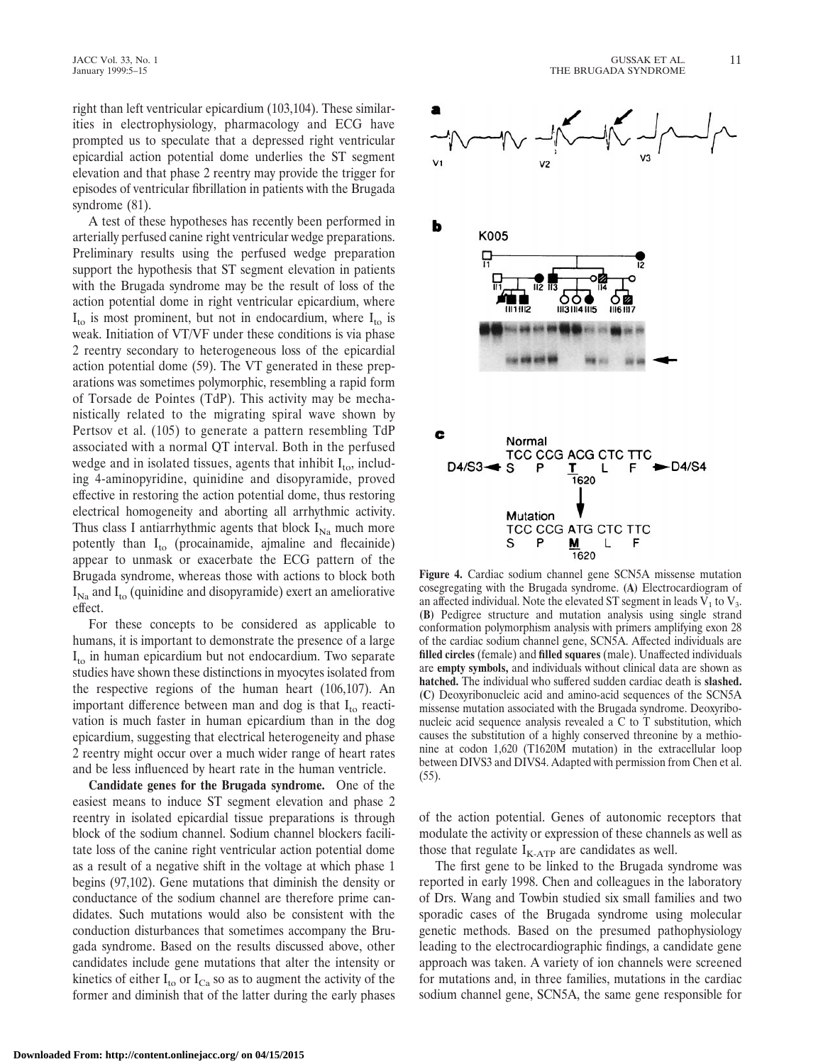right than left ventricular epicardium (103,104). These similarities in electrophysiology, pharmacology and ECG have prompted us to speculate that a depressed right ventricular epicardial action potential dome underlies the ST segment elevation and that phase 2 reentry may provide the trigger for episodes of ventricular fibrillation in patients with the Brugada syndrome (81).

A test of these hypotheses has recently been performed in arterially perfused canine right ventricular wedge preparations. Preliminary results using the perfused wedge preparation support the hypothesis that ST segment elevation in patients with the Brugada syndrome may be the result of loss of the action potential dome in right ventricular epicardium, where $I_{to}$ is most prominent, but not in endocardium, where $I_{to}$ is weak. Initiation of VT/VF under these conditions is via phase 2 reentry secondary to heterogeneous loss of the epicardial action potential dome (59). The VT generated in these preparations was sometimes polymorphic, resembling a rapid form of Torsade de Pointes (TdP). This activity may be mechanistically related to the migrating spiral wave shown by Pertsov et al. (105) to generate a pattern resembling TdP associated with a normal QT interval. Both in the perfused wedge and in isolated tissues, agents that inhibit $I_{to}$, including 4-aminopyridine, quinidine and disopyramide, proved effective in restoring the action potential dome, thus restoring electrical homogeneity and aborting all arrhythmic activity. Thus class I antiarrhythmic agents that block $I_{Na}$ much more potently than $I_{to}$ (procainamide, ajmaline and flecainide) appear to unmask or exacerbate the ECG pattern of the Brugada syndrome, whereas those with actions to block both $I_{Na}$ and $I_{to}$ (quinidine and disopyramide) exert an ameliorative effect.

For these concepts to be considered as applicable to humans, it is important to demonstrate the presence of a large $I_{to}$ in human epicardium but not endocardium. Two separate studies have shown these distinctions in myocytes isolated from the respective regions of the human heart (106,107). An important difference between man and dog is that $I_{to}$ reactivation is much faster in human epicardium than in the dog epicardium, suggesting that electrical heterogeneity and phase 2 reentry might occur over a much wider range of heart rates and be less influenced by heart rate in the human ventricle.

**Candidate genes for the Brugada syndrome.** One of the easiest means to induce ST segment elevation and phase 2 reentry in isolated epicardial tissue preparations is through block of the sodium channel. Sodium channel blockers facilitate loss of the canine right ventricular action potential dome as a result of a negative shift in the voltage at which phase 1 begins (97,102). Gene mutations that diminish the density or conductance of the sodium channel are therefore prime candidates. Such mutations would also be consistent with the conduction disturbances that sometimes accompany the Brugada syndrome. Based on the results discussed above, other candidates include gene mutations that alter the intensity or kinetics of either $I_{to}$ or $I_{Ca}$ so as to augment the activity of the former and diminish that of the latter during the early phases of the action potential. Genes of autonomic receptors that modulate the activity or expression of these channels as well as those that regulate $I_{K\text{-}ATP}$ are candidates as well.

The first gene to be linked to the Brugada syndrome was reported in early 1998. Chen and colleagues in the laboratory of Drs. Wang and Towbin studied six small families and two sporadic cases of the Brugada syndrome using molecular genetic methods. Based on the presumed pathophysiology leading to the electrocardiographic findings, a candidate gene approach was taken. A variety of ion channels were screened for mutations and, in three families, mutations in the cardiac sodium channel gene, SCN5A, the same gene responsible for

**Figure 4.** Cardiac sodium channel gene SCN5A missense mutation cosegregating with the Brugada syndrome. (**A**) Electrocardiogram of an affected individual. Note the elevated ST segment in leads $V_1$ to $V_3$. (**B**) Pedigree structure and mutation analysis using single strand conformation polymorphism analysis with primers amplifying exon 28 of the cardiac sodium channel gene, SCN5A. Affected individuals are **filled circles** (female) and **filled squares** (male). Unaffected individuals are **empty symbols,** and individuals without clinical data are shown as **hatched.** The individual who suffered sudden cardiac death is **slashed.** (**C**) Deoxyribonucleic acid and amino-acid sequences of the SCN5A missense mutation associated with the Brugada syndrome. Deoxyribonucleic acid sequence analysis revealed a C to T substitution, which causes the substitution of a highly conserved threonine by a methionine at codon 1,620 (T1620M mutation) in the extracellular loop between DIVS3 and DIVS4. Adapted with permission from Chen et al. (55).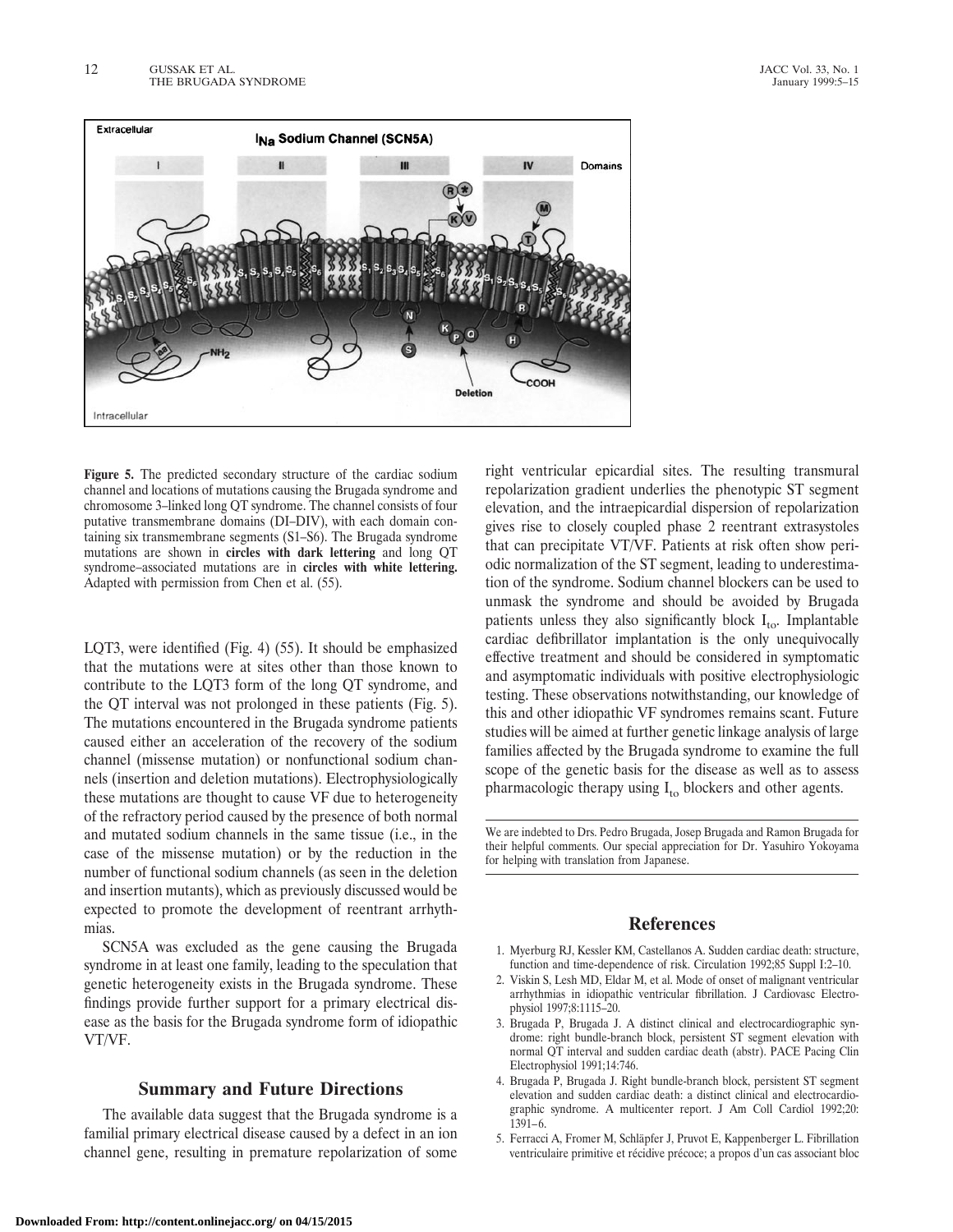**Figure 5.** The predicted secondary structure of the cardiac sodium channel and locations of mutations causing the Brugada syndrome and chromosome 3–linked long QT syndrome. The channel consists of four putative transmembrane domains (DI–DIV), with each domain containing six transmembrane segments (S1–S6). The Brugada syndrome mutations are shown in **circles with dark lettering** and long QT syndrome–associated mutations are in **circles with white lettering.** Adapted with permission from Chen et al. (55).

LQT3, were identified (Fig. 4) (55). It should be emphasized that the mutations were at sites other than those known to contribute to the LQT3 form of the long QT syndrome, and the QT interval was not prolonged in these patients (Fig. 5). The mutations encountered in the Brugada syndrome patients caused either an acceleration of the recovery of the sodium channel (missense mutation) or nonfunctional sodium channels (insertion and deletion mutations). Electrophysiologically these mutations are thought to cause VF due to heterogeneity of the refractory period caused by the presence of both normal and mutated sodium channels in the same tissue (i.e., in the case of the missense mutation) or by the reduction in the number of functional sodium channels (as seen in the deletion and insertion mutants), which as previously discussed would be expected to promote the development of reentrant arrhythmias.

SCN5A was excluded as the gene causing the Brugada syndrome in at least one family, leading to the speculation that genetic heterogeneity exists in the Brugada syndrome. These findings provide further support for a primary electrical disease as the basis for the Brugada syndrome form of idiopathic VT/VF.

## Summary and Future Directions

The available data suggest that the Brugada syndrome is a familial primary electrical disease caused by a defect in an ion channel gene, resulting in premature repolarization of some right ventricular epicardial sites. The resulting transmural repolarization gradient underlies the phenotypic ST segment elevation, and the intraepicardial dispersion of repolarization gives rise to closely coupled phase 2 reentrant extrasystoles that can precipitate VT/VF. Patients at risk often show periodic normalization of the ST segment, leading to underestimation of the syndrome. Sodium channel blockers can be used to unmask the syndrome and should be avoided by Brugada patients unless they also significantly block $I_{to}$. Implantable cardiac defibrillator implantation is the only unequivocally effective treatment and should be considered in symptomatic and asymptomatic individuals with positive electrophysiologic testing. These observations notwithstanding, our knowledge of this and other idiopathic VF syndromes remains scant. Future studies will be aimed at further genetic linkage analysis of large families affected by the Brugada syndrome to examine the full scope of the genetic basis for the disease as well as to assess pharmacologic therapy using $I_{to}$ blockers and other agents.

We are indebted to Drs. Pedro Brugada, Josep Brugada and Ramon Brugada for their helpful comments. Our special appreciation for Dr. Yasuhiro Yokoyama for helping with translation from Japanese.

## References

1. Myerburg RJ, Kessler KM, Castellanos A. Sudden cardiac death: structure, function and time-dependence of risk. Circulation 1992;85 Suppl I:2–10.
2. Viskin S, Lesh MD, Eldar M, et al. Mode of onset of malignant ventricular arrhythmias in idiopathic ventricular fibrillation. J Cardiovasc Electrophysiol 1997;8:1115–20.
3. Brugada P, Brugada J. A distinct clinical and electrocardiographic syndrome: right bundle-branch block, persistent ST segment elevation with normal QT interval and sudden cardiac death (abstr). PACE Pacing Clin Electrophysiol 1991;14:746.
4. Brugada P, Brugada J. Right bundle-branch block, persistent ST segment elevation and sudden cardiac death: a distinct clinical and electrocardiographic syndrome. A multicenter report. J Am Coll Cardiol 1992;20: 1391–6.
5. Ferracci A, Fromer M, Schläpfer J, Pruvot E, Kappenberger L. Fibrillation ventriculaire primitive et récidive précoce; a propos d'un cas associant bloc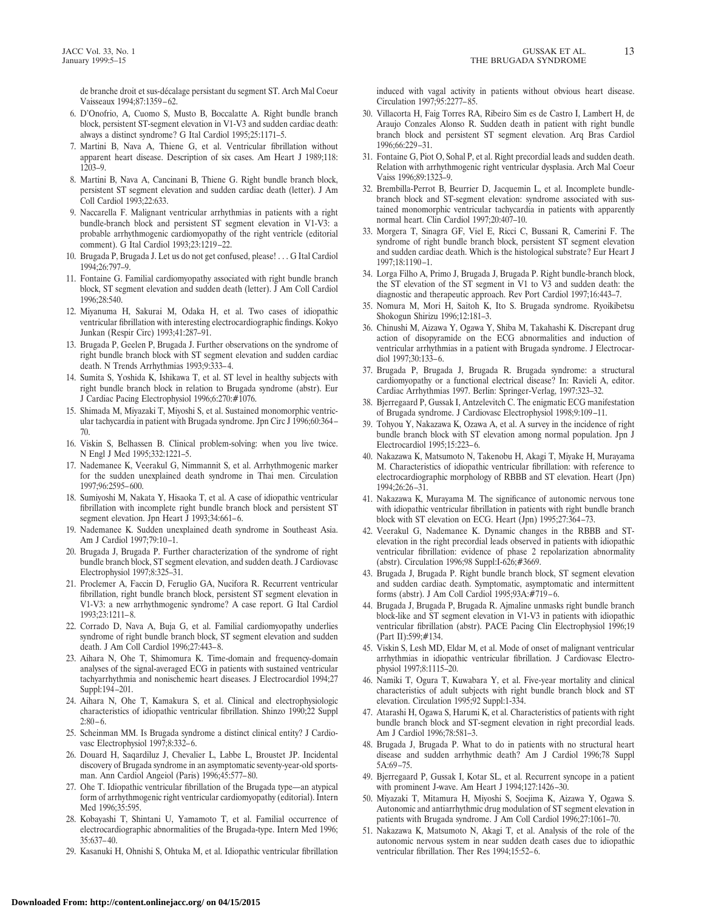de branche droit et sus-décalage persistant du segment ST. Arch Mal Coeur Vaisseaux 1994;87:1359–62.

6. D'Onofrio, A, Cuomo S, Musto B, Boccalatte A. Right bundle branch block, persistent ST-segment elevation in V1-V3 and sudden cardiac death: always a distinct syndrome? G Ital Cardiol 1995;25:1171–5.
7. Martini B, Nava A, Thiene G, et al. Ventricular fibrillation without apparent heart disease. Description of six cases. Am Heart J 1989;118:1203–9.
8. Martini B, Nava A, Cancinani B, Thiene G. Right bundle branch block, persistent ST segment elevation and sudden cardiac death (letter). J Am Coll Cardiol 1993;22:633.
9. Naccarella F. Malignant ventricular arrhythmias in patients with a right bundle-branch block and persistent ST segment elevation in V1-V3: a probable arrhythmogenic cardiomyopathy of the right ventricle (editorial comment). G Ital Cardiol 1993;23:1219–22.
10. Brugada P, Brugada J. Let us do not get confused, please! . . . G Ital Cardiol 1994;26:797–9.
11. Fontaine G. Familial cardiomyopathy associated with right bundle branch block, ST segment elevation and sudden death (letter). J Am Coll Cardiol 1996;28:540.
12. Miyanuma H, Sakurai M, Odaka H, et al. Two cases of idiopathic ventricular fibrillation with interesting electrocardiographic findings. Kokyo Junkan (Respir Circ) 1993;41:287–91.
13. Brugada P, Geelen P, Brugada J. Further observations on the syndrome of right bundle branch block with ST segment elevation and sudden cardiac death. N Trends Arrhythmias 1993;9:333–4.
14. Sumita S, Yoshida K, Ishikawa T, et al. ST level in healthy subjects with right bundle branch block in relation to Brugada syndrome (abstr). Eur J Cardiac Pacing Electrophysiol 1996;6:270:#1076.
15. Shimada M, Miyazaki T, Miyoshi S, et al. Sustained monomorphic ventricular tachycardia in patient with Brugada syndrome. Jpn Circ J 1996;60:364–70.
16. Viskin S, Belhassen B. Clinical problem-solving: when you live twice. N Engl J Med 1995;332:1221–5.
17. Nademanee K, Veerakul G, Nimmannit S, et al. Arrhythmogenic marker for the sudden unexplained death syndrome in Thai men. Circulation 1997;96:2595–600.
18. Sumiyoshi M, Nakata Y, Hisaoka T, et al. A case of idiopathic ventricular fibrillation with incomplete right bundle branch block and persistent ST segment elevation. Jpn Heart J 1993;34:661–6.
19. Nademanee K. Sudden unexplained death syndrome in Southeast Asia. Am J Cardiol 1997;79:10–1.
20. Brugada J, Brugada P. Further characterization of the syndrome of right bundle branch block, ST segment elevation, and sudden death. J Cardiovasc Electrophysiol 1997;8:325–31.
21. Proclemer A, Faccin D, Feruglio GA, Nucifora R. Recurrent ventricular fibrillation, right bundle branch block, persistent ST segment elevation in V1-V3: a new arrhythmogenic syndrome? A case report. G Ital Cardiol 1993;23:1211–8.
22. Corrado D, Nava A, Buja G, et al. Familial cardiomyopathy underlies syndrome of right bundle branch block, ST segment elevation and sudden death. J Am Coll Cardiol 1996;27:443–8.
23. Aihara N, Ohe T, Shimomura K. Time-domain and frequency-domain analyses of the signal-averaged ECG in patients with sustained ventricular tachyarrhythmia and nonischemic heart diseases. J Electrocardiol 1994;27 Suppl:194–201.
24. Aihara N, Ohe T, Kamakura S, et al. Clinical and electrophysiologic characteristics of idiopathic ventricular fibrillation. Shinzo 1990;22 Suppl 2:80–6.
25. Scheinman MM. Is Brugada syndrome a distinct clinical entity? J Cardiovasc Electrophysiol 1997;8:332–6.
26. Douard H, Saqardiluz J, Chevalier L, Labbe L, Broustet JP. Incidental discovery of Brugada syndrome in an asymptomatic seventy-year-old sportsman. Ann Cardiol Angeiol (Paris) 1996;45:577–80.
27. Ohe T. Idiopathic ventricular fibrillation of the Brugada type—an atypical form of arrhythmogenic right ventricular cardiomyopathy (editorial). Intern Med 1996;35:595.
28. Kobayashi T, Shintani U, Yamamoto T, et al. Familial occurrence of electrocardiographic abnormalities of the Brugada-type. Intern Med 1996; 35:637–40.
29. Kasanuki H, Ohnishi S, Ohtuka M, et al. Idiopathic ventricular fibrillation induced with vagal activity in patients without obvious heart disease. Circulation 1997;95:2277–85.
30. Villacorta H, Faig Torres RA, Ribeiro Sim es de Castro I, Lambert H, de Araujo Conzales Alonso R. Sudden death in patient with right bundle branch block and persistent ST segment elevation. Arq Bras Cardiol 1996;66:229–31.
31. Fontaine G, Piot O, Sohal P, et al. Right precordial leads and sudden death. Relation with arrhythmogenic right ventricular dysplasia. Arch Mal Coeur Vaiss 1996;89:1323–9.
32. Brembilla-Perrot B, Beurrier D, Jacquemin L, et al. Incomplete bundle-branch block and ST-segment elevation: syndrome associated with sustained monomorphic ventricular tachycardia in patients with apparently normal heart. Clin Cardiol 1997;20:407–10.
33. Morgera T, Sinagra GF, Viel E, Ricci C, Bussani R, Camerini F. The syndrome of right bundle branch block, persistent ST segment elevation and sudden cardiac death. Which is the histological substrate? Eur Heart J 1997;18:1190–1.
34. Lorga Filho A, Primo J, Brugada J, Brugada P. Right bundle-branch block, the ST elevation of the ST segment in V1 to V3 and sudden death: the diagnostic and therapeutic approach. Rev Port Cardiol 1997;16:443–7.
35. Nomura M, Mori H, Saitoh K, Ito S. Brugada syndrome. Ryoikibetsu Shokogun Shirizu 1996;12:181–3.
36. Chinushi M, Aizawa Y, Ogawa Y, Shiba M, Takahashi K. Discrepant drug action of disopyramide on the ECG abnormalities and induction of ventricular arrhythmias in a patient with Brugada syndrome. J Electrocardiol 1997;30:133–6.
37. Brugada P, Brugada J, Brugada R. Brugada syndrome: a structural cardiomyopathy or a functional electrical disease? In: Ravieli A, editor. Cardiac Arrhythmias 1997. Berlin: Springer-Verlag, 1997:323–32.
38. Bjerregaard P, Gussak I, Antzelevitch C. The enigmatic ECG manifestation of Brugada syndrome. J Cardiovasc Electrophysiol 1998;9:109–11.
39. Tohyou Y, Nakazawa K, Ozawa A, et al. A survey in the incidence of right bundle branch block with ST elevation among normal population. Jpn J Electrocardiol 1995;15:223–6.
40. Nakazawa K, Matsumoto N, Takenobu H, Akagi T, Miyake H, Murayama M. Characteristics of idiopathic ventricular fibrillation: with reference to electrocardiographic morphology of RBBB and ST elevation. Heart (Jpn) 1994;26:26–31.
41. Nakazawa K, Murayama M. The significance of autonomic nervous tone with idiopathic ventricular fibrillation in patients with right bundle branch block with ST elevation on ECG. Heart (Jpn) 1995;27:364–73.
42. Veerakul G, Nademanee K. Dynamic changes in the RBBB and ST-elevation in the right precordial leads observed in patients with idiopathic ventricular fibrillation: evidence of phase 2 repolarization abnormality (abstr). Circulation 1996;98 Suppl:I-626;#3669.
43. Brugada J, Brugada P. Right bundle branch block, ST segment elevation and sudden cardiac death. Symptomatic, asymptomatic and intermittent forms (abstr). J Am Coll Cardiol 1995;93A:#719–6.
44. Brugada J, Brugada P, Brugada R. Ajmaline unmasks right bundle branch block-like and ST segment elevation in V1-V3 in patients with idiopathic ventricular fibrillation (abstr). PACE Pacing Clin Electrophysiol 1996;19 (Part II):599;#134.
45. Viskin S, Lesh MD, Eldar M, et al. Mode of onset of malignant ventricular arrhythmias in idiopathic ventricular fibrillation. J Cardiovasc Electrophysiol 1997;8:1115–20.
46. Namiki T, Ogura T, Kuwabara Y, et al. Five-year mortality and clinical characteristics of adult subjects with right bundle branch block and ST elevation. Circulation 1995;92 Suppl:1-334.
47. Atarashi H, Ogawa S, Harumi K, et al. Characteristics of patients with right bundle branch block and ST-segment elevation in right precordial leads. Am J Cardiol 1996;78:581–3.
48. Brugada J, Brugada P. What to do in patients with no structural heart disease and sudden arrhythmic death? Am J Cardiol 1996;78 Suppl 5A:69–75.
49. Bjerregaard P, Gussak I, Kotar SL, et al. Recurrent syncope in a patient with prominent J-wave. Am Heart J 1994;127:1426–30.
50. Miyazaki T, Mitamura H, Miyoshi S, Soejima K, Aizawa Y, Ogawa S. Autonomic and antiarrhythmic drug modulation of ST segment elevation in patients with Brugada syndrome. J Am Coll Cardiol 1996;27:1061–70.
51. Nakazawa K, Matsumoto N, Akagi T, et al. Analysis of the role of the autonomic nervous system in near sudden death cases due to idiopathic ventricular fibrillation. Ther Res 1994;15:52–6.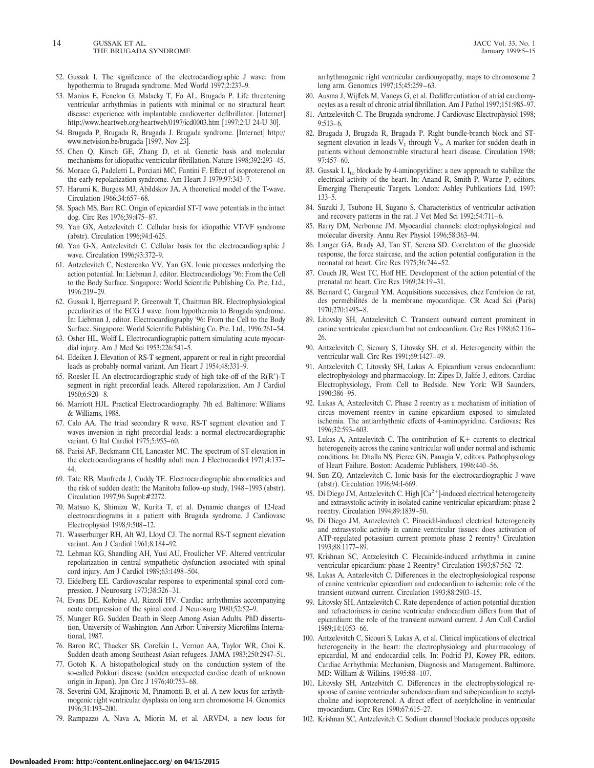52. Gussak I. The significance of the electrocardiographic J wave: from hypothermia to Brugada syndrome. Med World 1997;2:237–9.
53. Manios E, Fenelon G, Malacky T, Fo AL, Brugada P. Life threatening ventricular arrhythmias in patients with minimal or no structural heart disease: experience with implantable cardioverter defibrillator. [Internet] http://www.heartweb.org/heartweb/0197/icd0003.htm [1997;2:U 24-U 30].
54. Brugada P, Brugada R, Brugada J. Brugada syndrome. [Internet] http://www.netvision.be/brugada [1997, Nov 23].
55. Chen Q, Kirsch GE, Zhang D, et al. Genetic basis and molecular mechanisms for idiopathic ventricular fibrillation. Nature 1998;392:293–45.
56. Morace G, Padeletti L, Porciani MC, Fantini F. Effect of isoproterenol on the early repolarization syndrome. Am Heart J 1979;97:343–7.
57. Harumi K, Burgess MJ, Abildskov JA. A theoretical model of the T-wave. Circulation 1966;34:657–68.
58. Spach MS, Barr RC. Origin of epicardial ST-T wave potentials in the intact dog. Circ Res 1976;39:475–87.
59. Yan GX, Antzelevitch C. Cellular basis for idiopathic VT/VF syndrome (abstr). Circulation 1996;94:I-625.
60. Yan G-X, Antzelevitch C. Cellular basis for the electrocardiographic J wave. Circulation 1996;93:372–9.
61. Antzelevitch C, Nesterenko VV, Yan GX. Ionic processes underlying the action potential. In: Liebman J, editor. Electrocardiology '96: From the Cell to the Body Surface. Singapore: World Scientific Publishing Co. Pte. Ltd., 1996:219–29.
62. Gussak I, Bjerregaard P, Greenwalt T, Chaitman BR. Electrophysiological peculiarities of the ECG J wave: from hypothermia to Brugada syndrome. In: Liebman J, editor. Electrocardiography '96: From the Cell to the Body Surface. Singapore: World Scientific Publishing Co. Pte. Ltd., 1996:261–54.
63. Osher HL, Wolff L. Electrocardiographic pattern simulating acute myocardial injury. Am J Med Sci 1953;226:541–5.
64. Edeiken J. Elevation of RS-T segment, apparent or real in right precordial leads as probably normal variant. Am Heart J 1954;48:331–9.
65. Roesler H. An electrocardiographic study of high take-off of the R(R′)-T segment in right precordial leads. Altered repolarization. Am J Cardiol 1960;6:920–8.
66. Marriott HJL. Practical Electrocardiography. 7th ed. Baltimore: Williams & Williams, 1988.
67. Calo AA. The triad secondary R wave, RS-T segment elevation and T waves inversion in right precordial leads: a normal electrocardiographic variant. G Ital Cardiol 1975;5:955–60.
68. Parisi AF, Beckmann CH, Lancaster MC. The spectrum of ST elevation in the electrocardiograms of healthy adult men. J Electrocardiol 1971;4:137–44.
69. Tate RB, Manfreda J, Cuddy TE. Electrocardiographic abnormalities and the risk of sudden death: the Manitoba follow-up study, 1948–1993 (abstr). Circulation 1997;96 Suppl:#2272.
70. Matsuo K, Shimizu W, Kurita T, et al. Dynamic changes of 12-lead electrocardiograms in a patient with Brugada syndrome. J Cardiovasc Electrophysiol 1998;9:508–12.
71. Wasserburger RH, Alt WJ, Lloyd CJ. The normal RS-T segment elevation variant. Am J Cardiol 1961;8:184–92.
72. Lehman KG, Shandling AH, Yusi AU, Froulicher VF. Altered ventricular repolarization in central sympathetic dysfunction associated with spinal cord injury. Am J Cardiol 1989;63:1498–504.
73. Eidelberg EE. Cardiovascular response to experimental spinal cord compression. J Neurosurg 1973;38:326–31.
74. Evans DE, Kobrine AI, Rizzoli HV. Cardiac arrhythmias accompanying acute compression of the spinal cord. J Neurosurg 1980;52:52–9.
75. Munger RG. Sudden Death in Sleep Among Asian Adults. PhD dissertation, University of Washington. Ann Arbor: University Microfilms International, 1987.
76. Baron RC, Thacker SB, Corelkin L, Vernon AA, Taylor WR, Choi K. Sudden death among Southeast Asian refugees. JAMA 1983;250:2947–51.
77. Gotoh K. A histopathological study on the conduction system of the so-called Pokkuri disease (sudden unexpected cardiac death of unknown origin in Japan). Jpn Circ J 1976;40:753–68.
78. Severini GM, Krajinovic M, Pinamonti B, et al. A new locus for arrhythmogenic right ventricular dysplasia on long arm chromosome 14. Genomics 1996;31:193–200.
79. Rampazzo A, Nava A, Miorin M, et al. ARVD4, a new locus for arrhythmogenic right ventricular cardiomyopathy, maps to chromosome 2 long arm. Genomics 1997;15;45:259–63.
80. Ausma J, Wijffels M, Vaneys G, et al. Dedifferentiation of atrial cardiomyocytes as a result of chronic atrial fibrillation. Am J Pathol 1997;151:985–97.
81. Antzelevitch C. The Brugada syndrome. J Cardiovasc Electrophysiol 1998; 9:513–6.
82. Brugada J, Brugada R, Brugada P. Right bundle-branch block and ST-segment elevation in leads $V_1$ through $V_3$. A marker for sudden death in patients without demonstrable structural heart disease. Circulation 1998; 97:457–60.
83. Gussak I. $I_{to}$ blockade by 4-aminopyridine: a new approach to stabilize the electrical activity of the heart. In: Anand R, Smith P, Warne P, editors. Emerging Therapeutic Targets. London: Ashley Publications Ltd, 1997: 133–5.
84. Suzuki J, Tsubone H, Sugano S. Characteristics of ventricular activation and recovery patterns in the rat. J Vet Med Sci 1992;54:711–6.
85. Barry DM, Nerbonne JM. Myocardial channels: electrophysiological and molecular diversity. Annu Rev Physiol 1996;58:363–94.
86. Langer GA, Brady AJ, Tan ST, Serena SD. Correlation of the glucoside response, the force staircase, and the action potential configuration in the neonatal rat heart. Circ Res 1975;36:744–52.
87. Couch JR, West TC, Hoff HE. Development of the action potential of the prenatal rat heart. Circ Res 1969;24:19–31.
88. Bernard C, Gargouil YM. Acquisitions successives, chez l'embrion de rat, des permébilités de la membrane myocardique. CR Acad Sci (Paris) 1970;270:1495–8.
89. Litovsky SH, Antzelevitch C. Transient outward current prominent in canine ventricular epicardium but not endocardium. Circ Res 1988;62:116–26.
90. Antzelevitch C, Sicoury S, Litovsky SH, et al. Heterogeneity within the ventricular wall. Circ Res 1991;69:1427–49.
91. Antzelevitch C, Litovsky SH, Lukas A. Epicardium versus endocardium: electrophysiology and pharmacology. In: Zipes D, Jalife J, editors. Cardiac Electrophysiology, From Cell to Bedside. New York: WB Saunders, 1990:386–95.
92. Lukas A, Antzelevitch C. Phase 2 reentry as a mechanism of initiation of circus movement reentry in canine epicardium exposed to simulated ischemia. The antiarrhythmic effects of 4-aminopyridine. Cardiovasc Res 1996;32:593–603.
93. Lukas A, Antzelevitch C. The contribution of K+ currents to electrical heterogeneity across the canine ventricular wall under normal and ischemic conditions. In: Dhalla NS, Pierce GN, Panagia V, editors. Pathophysiology of Heart Failure. Boston: Academic Publishers, 1996:440–56.
94. Sun ZQ, Antzelevitch C. Ionic basis for the electrocardiographic J wave (abstr). Circulation 1996;94:I-669.
95. Di Diego JM, Antzelevitch C. High $[Ca^{2+}]$-induced electrical heterogeneity and extrasystolic activity in isolated canine ventricular epicardium: phase 2 reentry. Circulation 1994;89:1839–50.
96. Di Diego JM, Antzelevitch C. Pinacidil-induced electrical heterogeneity and extrasystolic activity in canine ventricular tissues: does activation of ATP-regulated potassium current promote phase 2 reentry? Circulation 1993;88:1177–89.
97. Krishnan SC, Antzelevitch C. Flecainide-induced arrhythmia in canine ventricular epicardium: phase 2 Reentry? Circulation 1993;87:562–72.
98. Lukas A, Antzelevitch C. Differences in the electrophysiological response of canine ventricular epicardium and endocardium to ischemia: role of the transient outward current. Circulation 1993;88:2903–15.
99. Litovsky SH, Antzelevitch C. Rate dependence of action potential duration and refractoriness in canine ventricular endocardium differs from that of epicardium: the role of the transient outward current. J Am Coll Cardiol 1989;14:1053–66.
100. Antzelevitch C, Sicouri S, Lukas A, et al. Clinical implications of electrical heterogeneity in the heart: the electrophysiology and pharmacology of epicardial, M and endocardial cells. In: Podrid PJ, Kowey PR, editors. Cardiac Arrhythmia: Mechanism, Diagnosis and Management. Baltimore, MD: William & Wilkins, 1995:88–107.
101. Litovsky SH, Antzelvitch C. Differences in the electrophysiological response of canine ventricular subendocardium and subepicardium to acetylcholine and isoproterenol. A direct effect of acetylcholine in ventricular myocardium. Circ Res 1990;67:615–27.
102. Krishnan SC, Antzelevitch C. Sodium channel blockade produces opposite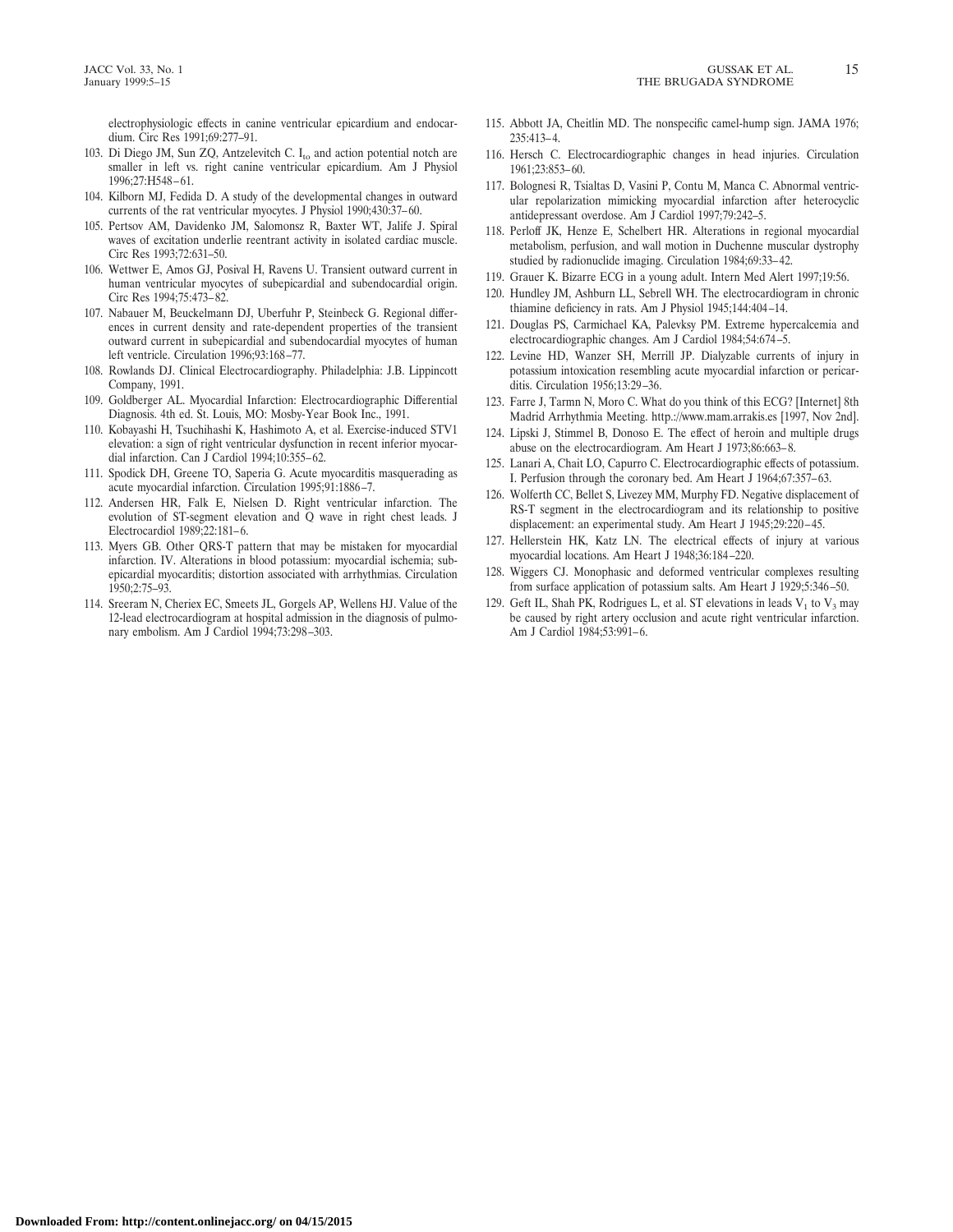electrophysiologic effects in canine ventricular epicardium and endocardium. Circ Res 1991;69:277–91.

103. Di Diego JM, Sun ZQ, Antzelevitch C. $I_{to}$ and action potential notch are smaller in left vs. right canine ventricular epicardium. Am J Physiol 1996;27:H548–61.
104. Kilborn MJ, Fedida D. A study of the developmental changes in outward currents of the rat ventricular myocytes. J Physiol 1990;430:37–60.
105. Pertsov AM, Davidenko JM, Salomonsz R, Baxter WT, Jalife J. Spiral waves of excitation underlie reentrant activity in isolated cardiac muscle. Circ Res 1993;72:631–50.
106. Wettwer E, Amos GJ, Posival H, Ravens U. Transient outward current in human ventricular myocytes of subepicardial and subendocardial origin. Circ Res 1994;75:473–82.
107. Nabauer M, Beuckelmann DJ, Uberfuhr P, Steinbeck G. Regional differences in current density and rate-dependent properties of the transient outward current in subepicardial and subendocardial myocytes of human left ventricle. Circulation 1996;93:168–77.
108. Rowlands DJ. Clinical Electrocardiography. Philadelphia: J.B. Lippincott Company, 1991.
109. Goldberger AL. Myocardial Infarction: Electrocardiographic Differential Diagnosis. 4th ed. St. Louis, MO: Mosby-Year Book Inc., 1991.
110. Kobayashi H, Tsuchihashi K, Hashimoto A, et al. Exercise-induced STV1 elevation: a sign of right ventricular dysfunction in recent inferior myocardial infarction. Can J Cardiol 1994;10:355–62.
111. Spodick DH, Greene TO, Saperia G. Acute myocarditis masquerading as acute myocardial infarction. Circulation 1995;91:1886–7.
112. Andersen HR, Falk E, Nielsen D. Right ventricular infarction. The evolution of ST-segment elevation and Q wave in right chest leads. J Electrocardiol 1989;22:181–6.
113. Myers GB. Other QRS-T pattern that may be mistaken for myocardial infarction. IV. Alterations in blood potassium: myocardial ischemia; subepicardial myocarditis; distortion associated with arrhythmias. Circulation 1950;2:75–93.
114. Sreeram N, Cheriex EC, Smeets JL, Gorgels AP, Wellens HJ. Value of the 12-lead electrocardiogram at hospital admission in the diagnosis of pulmonary embolism. Am J Cardiol 1994;73:298–303.
115. Abbott JA, Cheitlin MD. The nonspecific camel-hump sign. JAMA 1976; 235:413–4.
116. Hersch C. Electrocardiographic changes in head injuries. Circulation 1961;23:853–60.
117. Bolognesi R, Tsialtas D, Vasini P, Contu M, Manca C. Abnormal ventricular repolarization mimicking myocardial infarction after heterocyclic antidepressant overdose. Am J Cardiol 1997;79:242–5.
118. Perloff JK, Henze E, Schelbert HR. Alterations in regional myocardial metabolism, perfusion, and wall motion in Duchenne muscular dystrophy studied by radionuclide imaging. Circulation 1984;69:33–42.
119. Grauer K. Bizarre ECG in a young adult. Intern Med Alert 1997;19:56.
120. Hundley JM, Ashburn LL, Sebrell WH. The electrocardiogram in chronic thiamine deficiency in rats. Am J Physiol 1945;144:404–14.
121. Douglas PS, Carmichael KA, Palevksy PM. Extreme hypercalcemia and electrocardiographic changes. Am J Cardiol 1984;54:674–5.
122. Levine HD, Wanzer SH, Merrill JP. Dialyzable currents of injury in potassium intoxication resembling acute myocardial infarction or pericarditis. Circulation 1956;13:29–36.
123. Farre J, Tarmn N, Moro C. What do you think of this ECG? [Internet] 8th Madrid Arrhythmia Meeting. http.://www.mam.arrakis.es [1997, Nov 2nd].
124. Lipski J, Stimmel B, Donoso E. The effect of heroin and multiple drugs abuse on the electrocardiogram. Am Heart J 1973;86:663–8.
125. Lanari A, Chait LO, Capurro C. Electrocardiographic effects of potassium. I. Perfusion through the coronary bed. Am Heart J 1964;67:357–63.
126. Wolferth CC, Bellet S, Livezey MM, Murphy FD. Negative displacement of RS-T segment in the electrocardiogram and its relationship to positive displacement: an experimental study. Am Heart J 1945;29:220–45.
127. Hellerstein HK, Katz LN. The electrical effects of injury at various myocardial locations. Am Heart J 1948;36:184–220.
128. Wiggers CJ. Monophasic and deformed ventricular complexes resulting from surface application of potassium salts. Am Heart J 1929;5:346–50.
129. Geft IL, Shah PK, Rodrigues L, et al. ST elevations in leads $V_1$ to $V_3$ may be caused by right artery occlusion and acute right ventricular infarction. Am J Cardiol 1984;53:991–6.